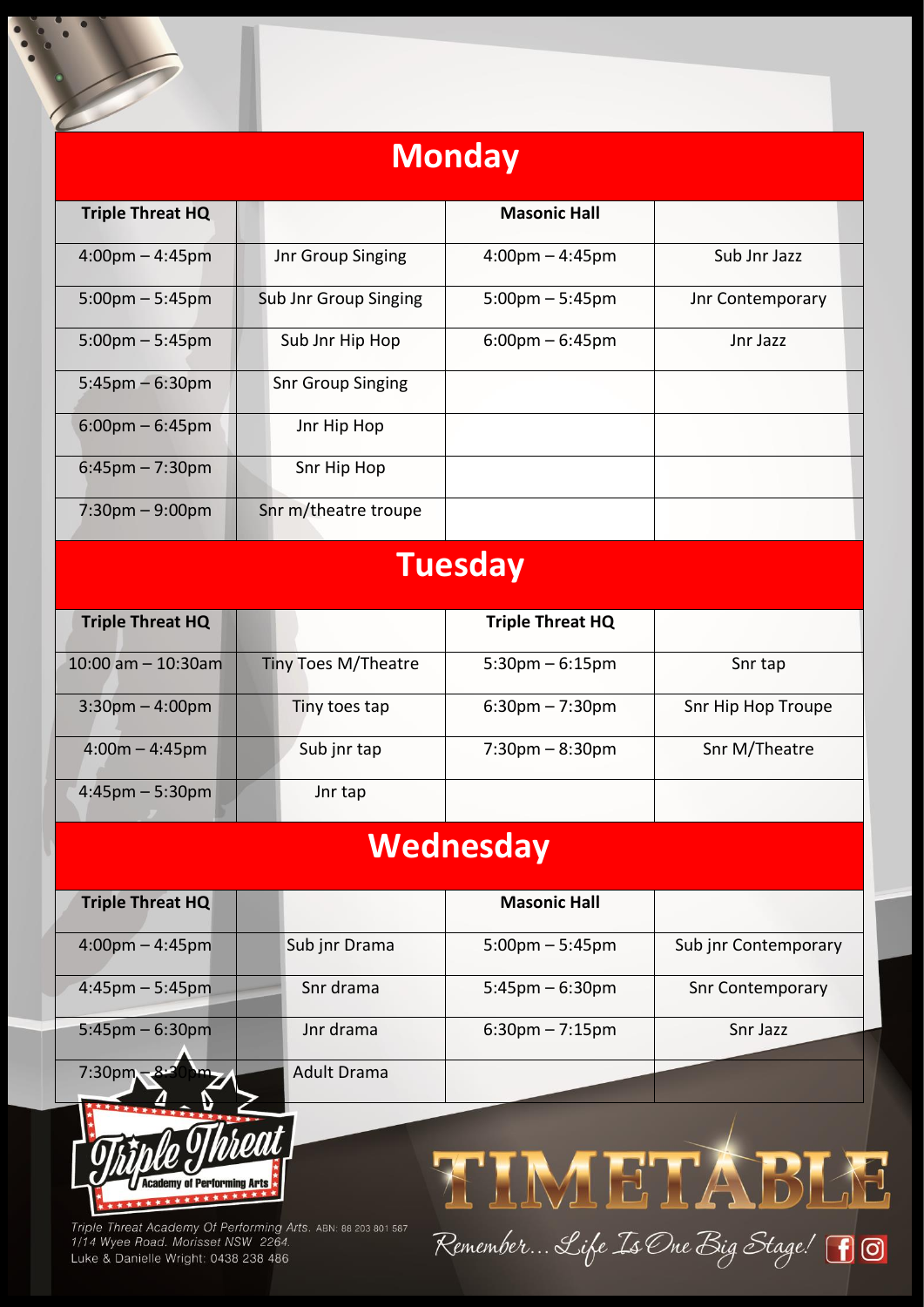# TIMETABLE

## Monday

| Triple Threat HQ | | Masonic Hall | |
|---|---|---|---|
| 4:00pm – 4:45pm | Jnr Group Singing | 4:00pm – 4:45pm | Sub Jnr Jazz |
| 5:00pm – 5:45pm | Sub Jnr Group Singing | 5:00pm – 5:45pm | Jnr Contemporary |
| 5:00pm – 5:45pm | Sub Jnr Hip Hop | 6:00pm – 6:45pm | Jnr Jazz |
| 5:45pm – 6:30pm | Snr Group Singing | | |
| 6:00pm – 6:45pm | Jnr Hip Hop | | |
| 6:45pm – 7:30pm | Snr Hip Hop | | |
| 7:30pm – 9:00pm | Snr m/theatre troupe | | |

## Tuesday

| Triple Threat HQ | | Triple Threat HQ | |
|---|---|---|---|
| 10:00 am – 10:30am | Tiny Toes M/Theatre | 5:30pm – 6:15pm | Snr tap |
| 3:30pm – 4:00pm | Tiny toes tap | 6:30pm – 7:30pm | Snr Hip Hop Troupe |
| 4:00m – 4:45pm | Sub jnr tap | 7:30pm – 8:30pm | Snr M/Theatre |
| 4:45pm – 5:30pm | Jnr tap | | |

## Wednesday

| Triple Threat HQ | | Masonic Hall | |
|---|---|---|---|
| 4:00pm – 4:45pm | Sub jnr Drama | 5:00pm – 5:45pm | Sub jnr Contemporary |
| 4:45pm – 5:45pm | Snr drama | 5:45pm – 6:30pm | Snr Contemporary |
| 5:45pm – 6:30pm | Jnr drama | 6:30pm – 7:15pm | Snr Jazz |
| 7:30pm – 8:30pm | Adult Drama | | |

Triple Threat Academy of Performing Arts

*Triple Threat Academy Of Performing Arts.* ABN: 88 203 801 567
*1/14 Wyee Road, Morisset NSW 2264.*
Luke & Danielle Wright: 0438 238 486

*Remember... Life Is One Big Stage!*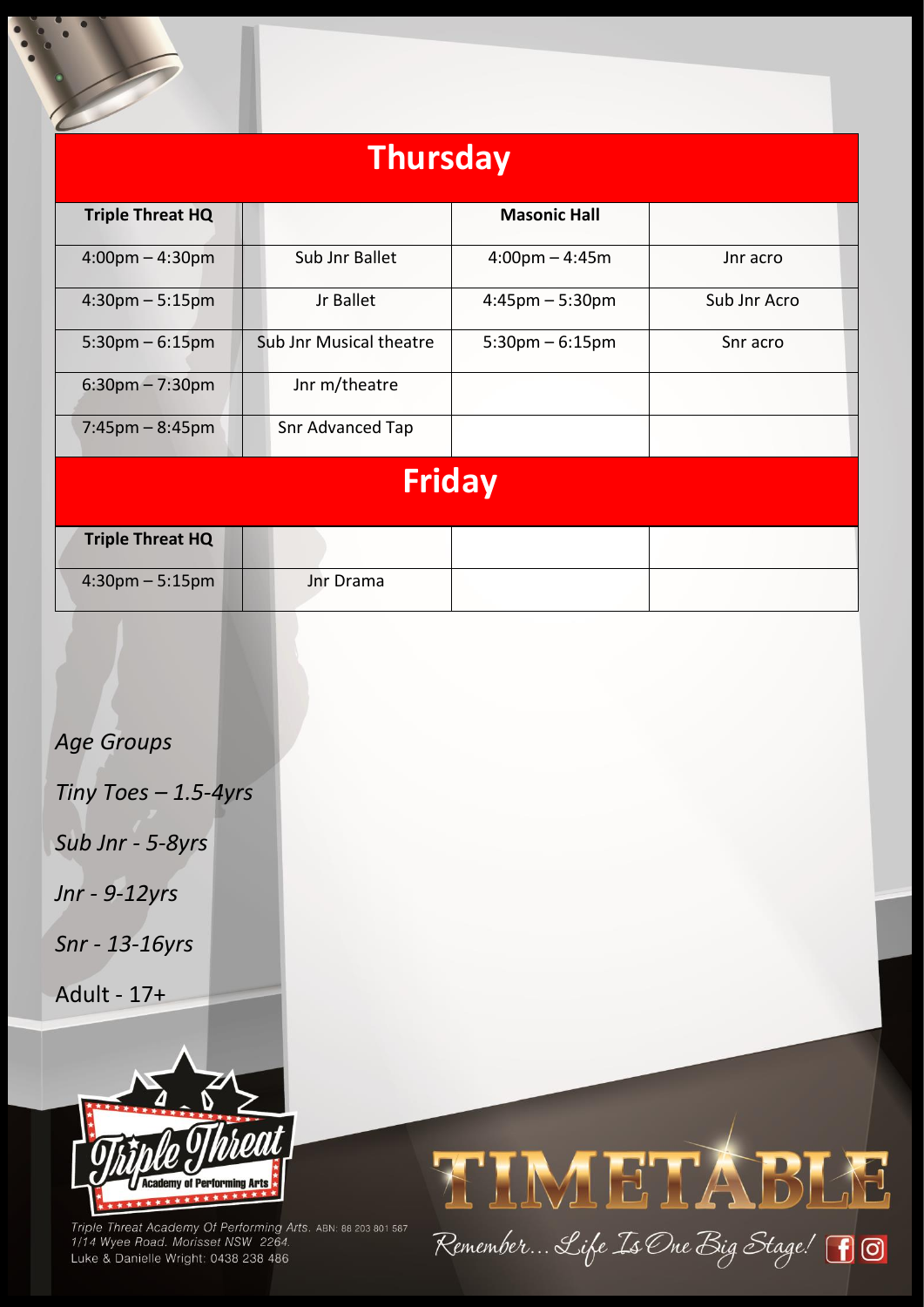## Thursday

| Triple Threat HQ | | Masonic Hall | |
|---|---|---|---|
| 4:00pm – 4:30pm | Sub Jnr Ballet | 4:00pm – 4:45m | Jnr acro |
| 4:30pm – 5:15pm | Jr Ballet | 4:45pm – 5:30pm | Sub Jnr Acro |
| 5:30pm – 6:15pm | Sub Jnr Musical theatre | 5:30pm – 6:15pm | Snr acro |
| 6:30pm – 7:30pm | Jnr m/theatre | | |
| 7:45pm – 8:45pm | Snr Advanced Tap | | |

## Friday

| Triple Threat HQ | | | |
|---|---|---|---|
| 4:30pm – 5:15pm | Jnr Drama | | |

*Age Groups*

*Tiny Toes – 1.5-4yrs*

*Sub Jnr - 5-8yrs*

*Jnr - 9-12yrs*

*Snr - 13-16yrs*

Adult - 17+

Triple Threat Academy of Performing Arts

*Triple Threat Academy Of Performing Arts.* ABN: 88 203 801 567
*1/14 Wyee Road. Morisset NSW 2264.*
Luke & Danielle Wright: 0438 238 486

# TIMETABLE

*Remember... Life Is One Big Stage!*